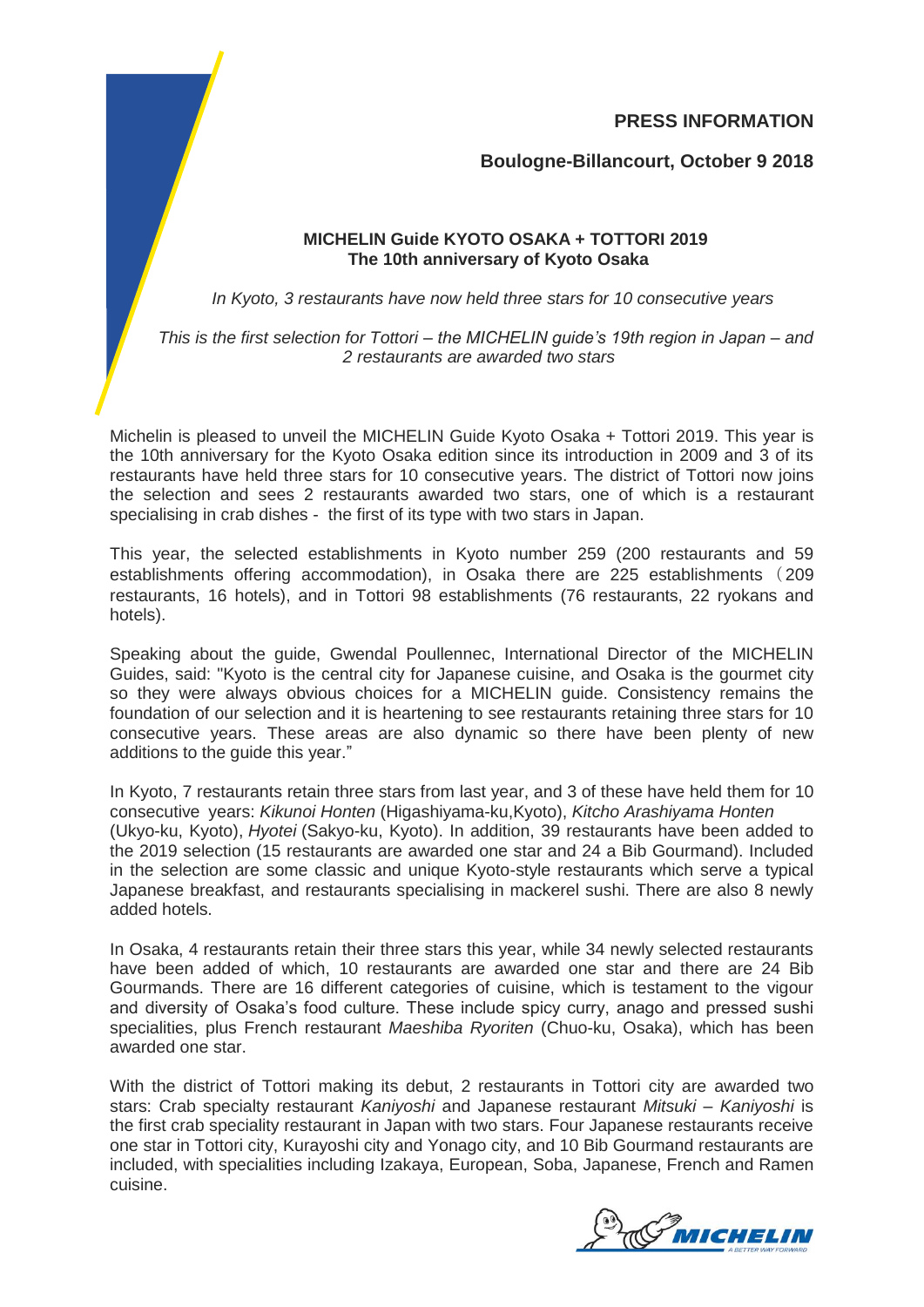**PRESS INFORMATION**

**Boulogne-Billancourt, October 9 2018**

## MICHELIN Guide KYOTO OSAKA + TOTTORI 2019
## The 10th anniversary of Kyoto Osaka

*In Kyoto, 3 restaurants have now held three stars for 10 consecutive years*

*This is the first selection for Tottori – the MICHELIN guide's 19th region in Japan – and 2 restaurants are awarded two stars*

Michelin is pleased to unveil the MICHELIN Guide Kyoto Osaka + Tottori 2019. This year is the 10th anniversary for the Kyoto Osaka edition since its introduction in 2009 and 3 of its restaurants have held three stars for 10 consecutive years. The district of Tottori now joins the selection and sees 2 restaurants awarded two stars, one of which is a restaurant specialising in crab dishes - the first of its type with two stars in Japan.

This year, the selected establishments in Kyoto number 259 (200 restaurants and 59 establishments offering accommodation), in Osaka there are 225 establishments（209 restaurants, 16 hotels), and in Tottori 98 establishments (76 restaurants, 22 ryokans and hotels).

Speaking about the guide, Gwendal Poullennec, International Director of the MICHELIN Guides, said: "Kyoto is the central city for Japanese cuisine, and Osaka is the gourmet city so they were always obvious choices for a MICHELIN guide. Consistency remains the foundation of our selection and it is heartening to see restaurants retaining three stars for 10 consecutive years. These areas are also dynamic so there have been plenty of new additions to the guide this year."

In Kyoto, 7 restaurants retain three stars from last year, and 3 of these have held them for 10 consecutive years: *Kikunoi Honten* (Higashiyama-ku,Kyoto), *Kitcho Arashiyama Honten* (Ukyo-ku, Kyoto), *Hyotei* (Sakyo-ku, Kyoto). In addition, 39 restaurants have been added to the 2019 selection (15 restaurants are awarded one star and 24 a Bib Gourmand). Included in the selection are some classic and unique Kyoto-style restaurants which serve a typical Japanese breakfast, and restaurants specialising in mackerel sushi. There are also 8 newly added hotels.

In Osaka, 4 restaurants retain their three stars this year, while 34 newly selected restaurants have been added of which, 10 restaurants are awarded one star and there are 24 Bib Gourmands. There are 16 different categories of cuisine, which is testament to the vigour and diversity of Osaka's food culture. These include spicy curry, anago and pressed sushi specialities, plus French restaurant *Maeshiba Ryoriten* (Chuo-ku, Osaka), which has been awarded one star.

With the district of Tottori making its debut, 2 restaurants in Tottori city are awarded two stars: Crab specialty restaurant *Kaniyoshi* and Japanese restaurant *Mitsuki* – *Kaniyoshi* is the first crab speciality restaurant in Japan with two stars. Four Japanese restaurants receive one star in Tottori city, Kurayoshi city and Yonago city, and 10 Bib Gourmand restaurants are included, with specialities including Izakaya, European, Soba, Japanese, French and Ramen cuisine.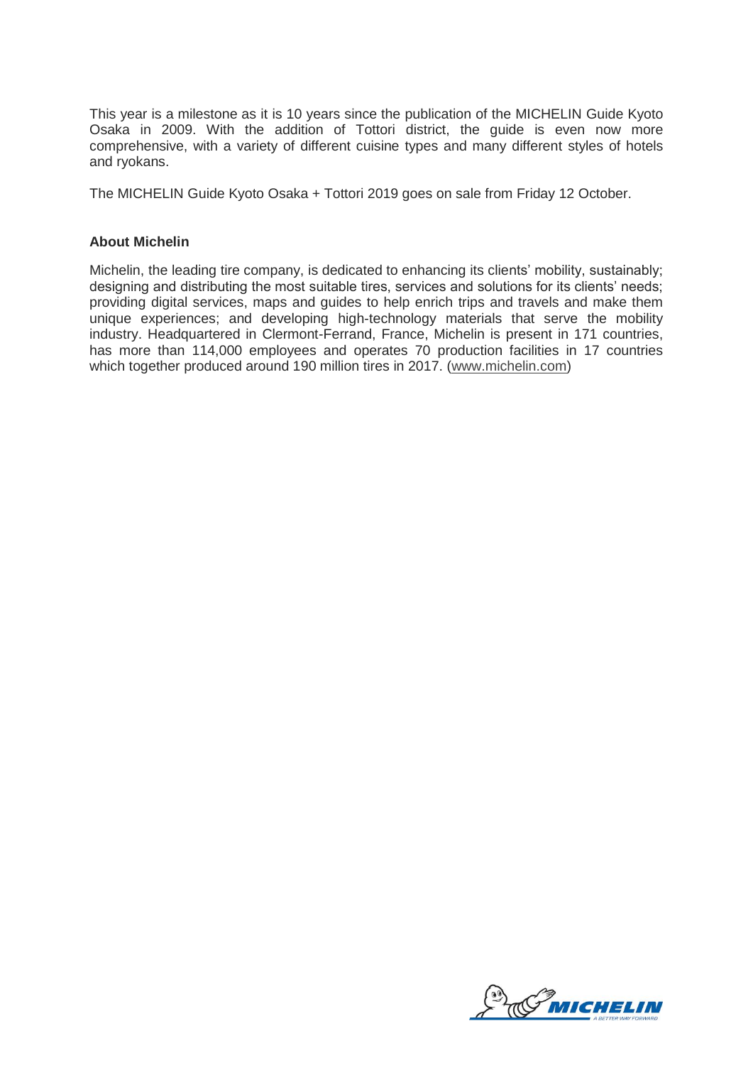This year is a milestone as it is 10 years since the publication of the MICHELIN Guide Kyoto Osaka in 2009. With the addition of Tottori district, the guide is even now more comprehensive, with a variety of different cuisine types and many different styles of hotels and ryokans.

The MICHELIN Guide Kyoto Osaka + Tottori 2019 goes on sale from Friday 12 October.

**About Michelin**

Michelin, the leading tire company, is dedicated to enhancing its clients' mobility, sustainably; designing and distributing the most suitable tires, services and solutions for its clients' needs; providing digital services, maps and guides to help enrich trips and travels and make them unique experiences; and developing high-technology materials that serve the mobility industry. Headquartered in Clermont-Ferrand, France, Michelin is present in 171 countries, has more than 114,000 employees and operates 70 production facilities in 17 countries which together produced around 190 million tires in 2017. (www.michelin.com)